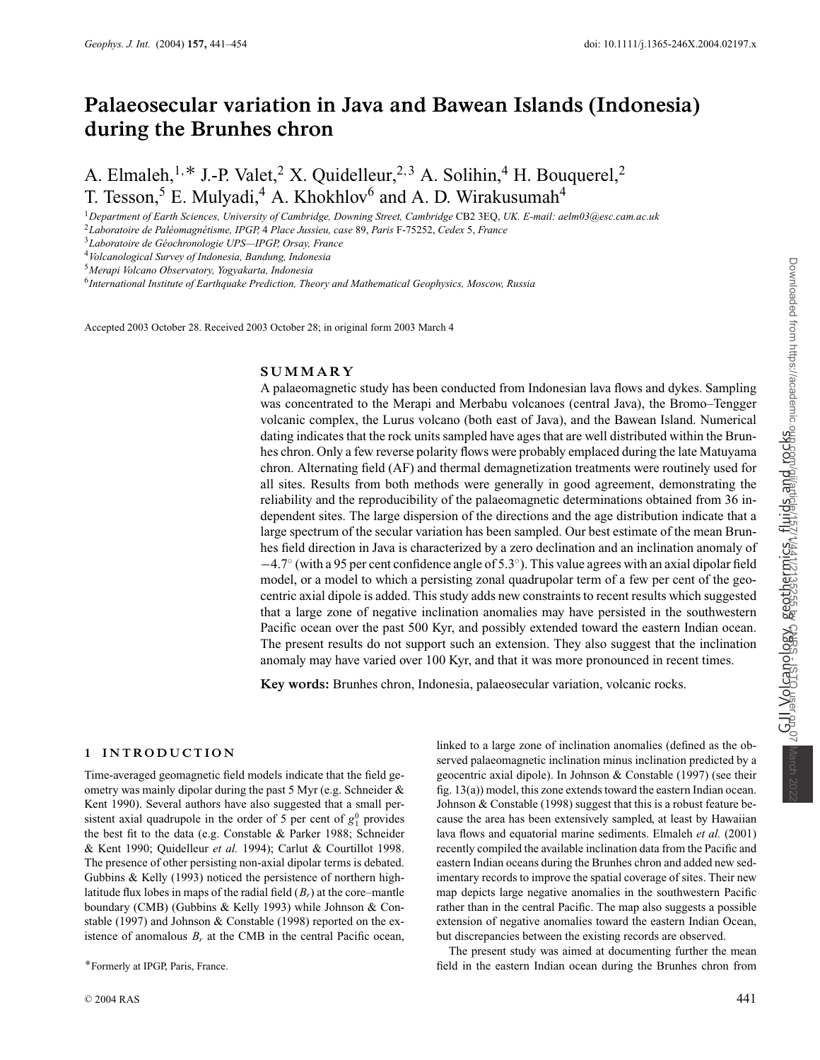# Palaeosecular variation in Java and Bawean Islands (Indonesia) during the Brunhes chron

A. Elmaleh,[1,*] J.-P. Valet,[2] X. Quidelleur,[2,3] A. Solihin,[4] H. Bouquerel,[2] T. Tesson,[5] E. Mulyadi,[4] A. Khokhlov[6] and A. D. Wirakusumah[4]

[1]Department of Earth Sciences, University of Cambridge, Downing Street, Cambridge CB2 3EQ, UK. E-mail: aelm03@esc.cam.ac.uk

[2]Laboratoire de Paléomagnétisme, IPGP, 4 Place Jussieu, case 89, Paris F-75252, Cedex 5, France

[3]Laboratoire de Géochronologie UPS—IPGP, Orsay, France

[4]Volcanological Survey of Indonesia, Bandung, Indonesia

[5]Merapi Volcano Observatory, Yogyakarta, Indonesia

[6]International Institute of Earthquake Prediction, Theory and Mathematical Geophysics, Moscow, Russia

Accepted 2003 October 28. Received 2003 October 28; in original form 2003 March 4

## SUMMARY

A palaeomagnetic study has been conducted from Indonesian lava flows and dykes. Sampling was concentrated to the Merapi and Merbabu volcanoes (central Java), the Bromo–Tengger volcanic complex, the Lurus volcano (both east of Java), and the Bawean Island. Numerical dating indicates that the rock units sampled have ages that are well distributed within the Brunhes chron. Only a few reverse polarity flows were probably emplaced during the late Matuyama chron. Alternating field (AF) and thermal demagnetization treatments were routinely used for all sites. Results from both methods were generally in good agreement, demonstrating the reliability and the reproducibility of the palaeomagnetic determinations obtained from 36 independent sites. The large dispersion of the directions and the age distribution indicate that a large spectrum of the secular variation has been sampled. Our best estimate of the mean Brunhes field direction in Java is characterized by a zero declination and an inclination anomaly of $-4.7^{\circ}$ (with a 95 per cent confidence angle of $5.3^{\circ}$). This value agrees with an axial dipolar field model, or a model to which a persisting zonal quadrupolar term of a few per cent of the geocentric axial dipole is added. This study adds new constraints to recent results which suggested that a large zone of negative inclination anomalies may have persisted in the southwestern Pacific ocean over the past 500 Kyr, and possibly extended toward the eastern Indian ocean. The present results do not support such an extension. They also suggest that the inclination anomaly may have varied over 100 Kyr, and that it was more pronounced in recent times.

**Key words:** Brunhes chron, Indonesia, palaeosecular variation, volcanic rocks.

## 1 INTRODUCTION

Time-averaged geomagnetic field models indicate that the field geometry was mainly dipolar during the past 5 Myr (e.g. Schneider & Kent 1990). Several authors have also suggested that a small persistent axial quadrupole in the order of 5 per cent of $g_1^0$ provides the best fit to the data (e.g. Constable & Parker 1988; Schneider & Kent 1990; Quidelleur *et al.* 1994); Carlut & Courtillot 1998. The presence of other persisting non-axial dipolar terms is debated. Gubbins & Kelly (1993) noticed the persistence of northern high-latitude flux lobes in maps of the radial field ($B_r$) at the core–mantle boundary (CMB) (Gubbins & Kelly 1993) while Johnson & Constable (1997) and Johnson & Constable (1998) reported on the existence of anomalous $B_r$ at the CMB in the central Pacific ocean, linked to a large zone of inclination anomalies (defined as the observed palaeomagnetic inclination minus inclination predicted by a geocentric axial dipole). In Johnson & Constable (1997) (see their fig. 13(a)) model, this zone extends toward the eastern Indian ocean. Johnson & Constable (1998) suggest that this is a robust feature because the area has been extensively sampled, at least by Hawaiian lava flows and equatorial marine sediments. Elmaleh *et al.* (2001) recently compiled the available inclination data from the Pacific and eastern Indian oceans during the Brunhes chron and added new sedimentary records to improve the spatial coverage of sites. Their new map depicts large negative anomalies in the southwestern Pacific rather than in the central Pacific. The map also suggests a possible extension of negative anomalies toward the eastern Indian Ocean, but discrepancies between the existing records are observed.

The present study was aimed at documenting further the mean field in the eastern Indian ocean during the Brunhes chron from

*Formerly at IPGP, Paris, France.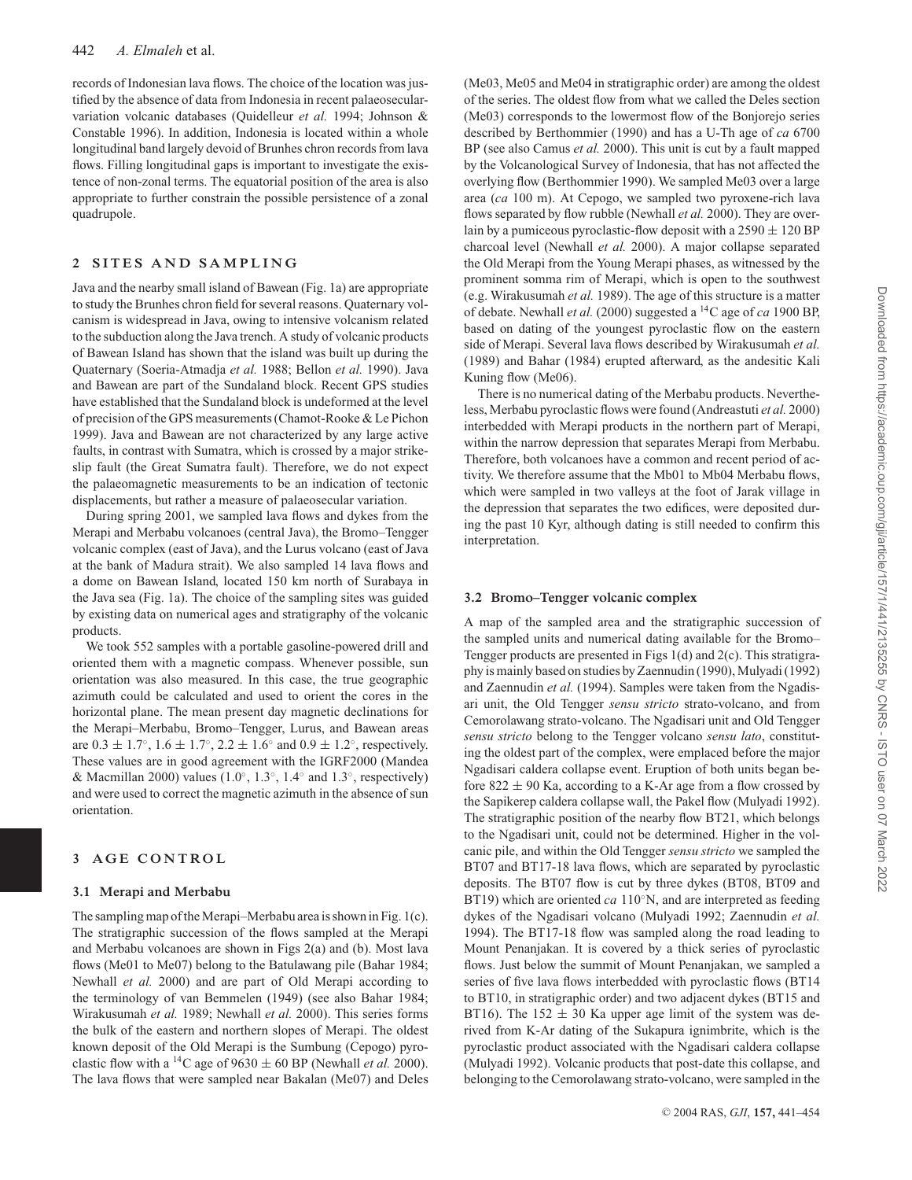records of Indonesian lava flows. The choice of the location was justified by the absence of data from Indonesia in recent palaeosecular-variation volcanic databases (Quidelleur *et al.* 1994; Johnson & Constable 1996). In addition, Indonesia is located within a whole longitudinal band largely devoid of Brunhes chron records from lava flows. Filling longitudinal gaps is important to investigate the existence of non-zonal terms. The equatorial position of the area is also appropriate to further constrain the possible persistence of a zonal quadrupole.

## 2 SITES AND SAMPLING

Java and the nearby small island of Bawean (Fig. 1a) are appropriate to study the Brunhes chron field for several reasons. Quaternary volcanism is widespread in Java, owing to intensive volcanism related to the subduction along the Java trench. A study of volcanic products of Bawean Island has shown that the island was built up during the Quaternary (Soeria-Atmadja *et al.* 1988; Bellon *et al.* 1990). Java and Bawean are part of the Sundaland block. Recent GPS studies have established that the Sundaland block is undeformed at the level of precision of the GPS measurements (Chamot-Rooke & Le Pichon 1999). Java and Bawean are not characterized by any large active faults, in contrast with Sumatra, which is crossed by a major strike-slip fault (the Great Sumatra fault). Therefore, we do not expect the palaeomagnetic measurements to be an indication of tectonic displacements, but rather a measure of palaeosecular variation.

During spring 2001, we sampled lava flows and dykes from the Merapi and Merbabu volcanoes (central Java), the Bromo–Tengger volcanic complex (east of Java), and the Lurus volcano (east of Java at the bank of Madura strait). We also sampled 14 lava flows and a dome on Bawean Island, located 150 km north of Surabaya in the Java sea (Fig. 1a). The choice of the sampling sites was guided by existing data on numerical ages and stratigraphy of the volcanic products.

We took 552 samples with a portable gasoline-powered drill and oriented them with a magnetic compass. Whenever possible, sun orientation was also measured. In this case, the true geographic azimuth could be calculated and used to orient the cores in the horizontal plane. The mean present day magnetic declinations for the Merapi–Merbabu, Bromo–Tengger, Lurus, and Bawean areas are $0.3 \pm 1.7^\circ$, $1.6 \pm 1.7^\circ$, $2.2 \pm 1.6^\circ$ and $0.9 \pm 1.2^\circ$, respectively. These values are in good agreement with the IGRF2000 (Mandea & Macmillan 2000) values ($1.0^\circ$, $1.3^\circ$, $1.4^\circ$ and $1.3^\circ$, respectively) and were used to correct the magnetic azimuth in the absence of sun orientation.

## 3 AGE CONTROL

### 3.1 Merapi and Merbabu

The sampling map of the Merapi–Merbabu area is shown in Fig. 1(c). The stratigraphic succession of the flows sampled at the Merapi and Merbabu volcanoes are shown in Figs 2(a) and (b). Most lava flows (Me01 to Me07) belong to the Batulawang pile (Bahar 1984; Newhall *et al.* 2000) and are part of Old Merapi according to the terminology of van Bemmelen (1949) (see also Bahar 1984; Wirakusumah *et al.* 1989; Newhall *et al.* 2000). This series forms the bulk of the eastern and northern slopes of Merapi. The oldest known deposit of the Old Merapi is the Sumbung (Cepogo) pyroclastic flow with a $^{14}$C age of $9630 \pm 60$ BP (Newhall *et al.* 2000). The lava flows that were sampled near Bakalan (Me07) and Deles (Me03, Me05 and Me04 in stratigraphic order) are among the oldest of the series. The oldest flow from what we called the Deles section (Me03) corresponds to the lowermost flow of the Bonjorejo series described by Berthommier (1990) and has a U-Th age of *ca* 6700 BP (see also Camus *et al.* 2000). This unit is cut by a fault mapped by the Volcanological Survey of Indonesia, that has not affected the overlying flow (Berthommier 1990). We sampled Me03 over a large area (*ca* 100 m). At Cepogo, we sampled two pyroxene-rich lava flows separated by flow rubble (Newhall *et al.* 2000). They are overlain by a pumiceous pyroclastic-flow deposit with a $2590 \pm 120$ BP charcoal level (Newhall *et al.* 2000). A major collapse separated the Old Merapi from the Young Merapi phases, as witnessed by the prominent somma rim of Merapi, which is open to the southwest (e.g. Wirakusumah *et al.* 1989). The age of this structure is a matter of debate. Newhall *et al.* (2000) suggested a $^{14}$C age of *ca* 1900 BP, based on dating of the youngest pyroclastic flow on the eastern side of Merapi. Several lava flows described by Wirakusumah *et al.* (1989) and Bahar (1984) erupted afterward, as the andesitic Kali Kuning flow (Me06).

There is no numerical dating of the Merbabu products. Nevertheless, Merbabu pyroclastic flows were found (Andreastuti *et al.* 2000) interbedded with Merapi products in the northern part of Merapi, within the narrow depression that separates Merapi from Merbabu. Therefore, both volcanoes have a common and recent period of activity. We therefore assume that the Mb01 to Mb04 Merbabu flows, which were sampled in two valleys at the foot of Jarak village in the depression that separates the two edifices, were deposited during the past 10 Kyr, although dating is still needed to confirm this interpretation.

### 3.2 Bromo–Tengger volcanic complex

A map of the sampled area and the stratigraphic succession of the sampled units and numerical dating available for the Bromo–Tengger products are presented in Figs 1(d) and 2(c). This stratigraphy is mainly based on studies by Zaennudin (1990), Mulyadi (1992) and Zaennudin *et al.* (1994). Samples were taken from the Ngadisari unit, the Old Tengger *sensu stricto* strato-volcano, and from Cemorolawang strato-volcano. The Ngadisari unit and Old Tengger *sensu stricto* belong to the Tengger volcano *sensu lato*, constituting the oldest part of the complex, were emplaced before the major Ngadisari caldera collapse event. Eruption of both units began before $822 \pm 90$ Ka, according to a K-Ar age from a flow crossed by the Sapikerep caldera collapse wall, the Pakel flow (Mulyadi 1992). The stratigraphic position of the nearby flow BT21, which belongs to the Ngadisari unit, could not be determined. Higher in the volcanic pile, and within the Old Tengger *sensu stricto* we sampled the BT07 and BT17-18 lava flows, which are separated by pyroclastic deposits. The BT07 flow is cut by three dykes (BT08, BT09 and BT19) which are oriented *ca* $110^\circ$N, and are interpreted as feeding dykes of the Ngadisari volcano (Mulyadi 1992; Zaennudin *et al.* 1994). The BT17-18 flow was sampled along the road leading to Mount Penanjakan. It is covered by a thick series of pyroclastic flows. Just below the summit of Mount Penanjakan, we sampled a series of five lava flows interbedded with pyroclastic flows (BT14 to BT10, in stratigraphic order) and two adjacent dykes (BT15 and BT16). The $152 \pm 30$ Ka upper age limit of the system was derived from K-Ar dating of the Sukapura ignimbrite, which is the pyroclastic product associated with the Ngadisari caldera collapse (Mulyadi 1992). Volcanic products that post-date this collapse, and belonging to the Cemorolawang strato-volcano, were sampled in the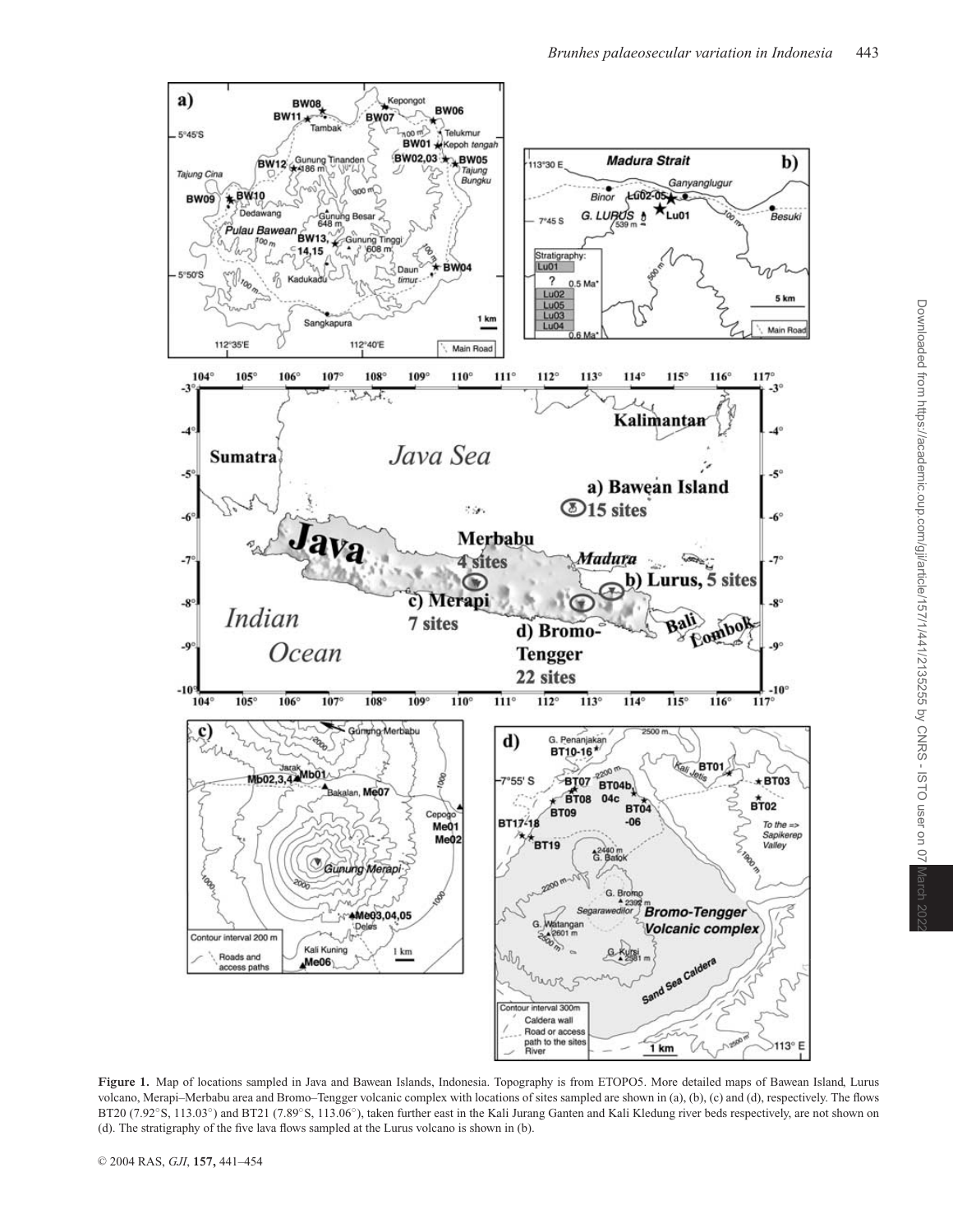**Figure 1.** Map of locations sampled in Java and Bawean Islands, Indonesia. Topography is from ETOPO5. More detailed maps of Bawean Island, Lurus volcano, Merapi–Merbabu area and Bromo–Tengger volcanic complex with locations of sites sampled are shown in (a), (b), (c) and (d), respectively. The flows BT20 (7.92°S, 113.03°) and BT21 (7.89°S, 113.06°), taken further east in the Kali Jurang Ganten and Kali Kledung river beds respectively, are not shown on (d). The stratigraphy of the five lava flows sampled at the Lurus volcano is shown in (b).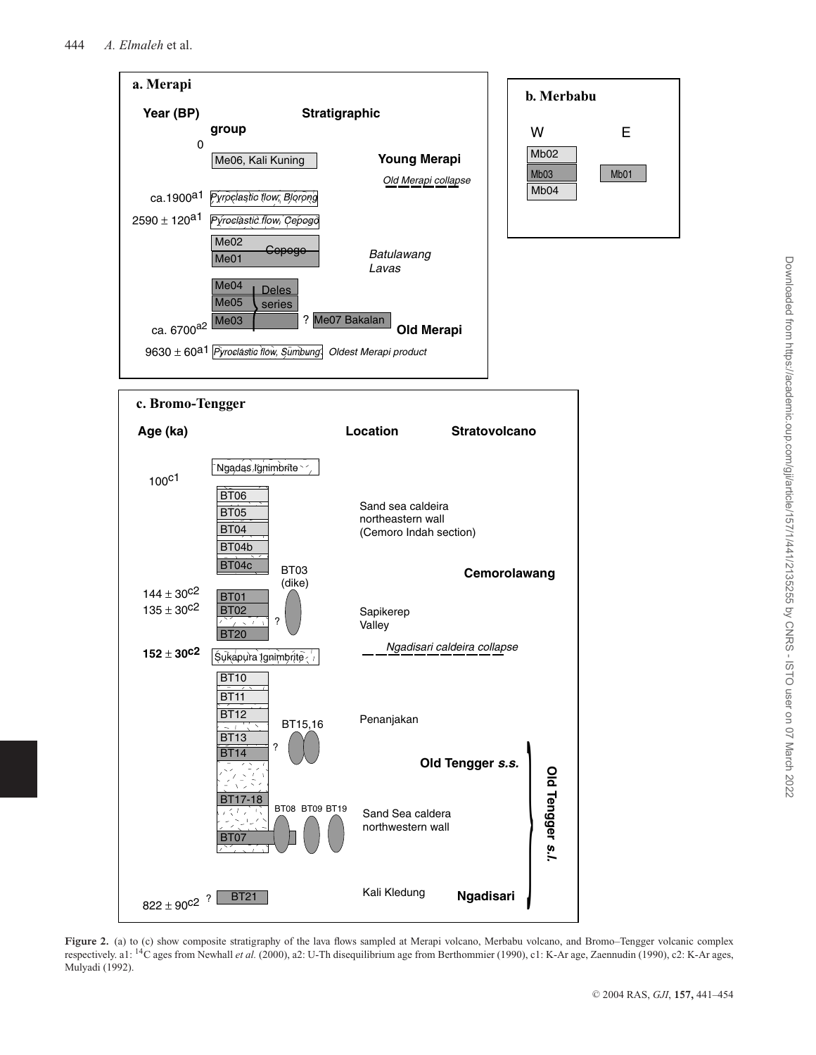**a. Merapi**

**Year (BP)** | **Stratigraphic group**

0 — Me06, Kali Kuning — **Young Merapi**

*Old Merapi collapse*

ca.1900[a1] — *Pyroclastic flow, Blorong*

2590 ± 120[a1] — *Pyroclastic flow, Cepogo*

Me02, Me01 — Cepogo — *Batulawang Lavas*

Me04, Me05, Me03 — Deles series — ? Me07 Bakalan

ca. 6700[a2] — **Old Merapi**

9630 ± 60[a1] — *Pyroclastic flow, Sumbung* — *Oldest Merapi product*

**b. Merbabu**

W: Mb02, Mb03, Mb04

E: Mb01

**c. Bromo-Tengger**

**Age (ka)** | **Location** | **Stratovolcano**

Ngadas Ignimbrite

100[c1]

BT06, BT05, BT04, BT04b, BT04c — Sand sea caldeira northeastern wall (Cemoro Indah section)

BT03 (dike) — **Cemorolawang**

144 ± 30[c2] — BT01

135 ± 30[c2] — BT02 — Sapikerep Valley

BT20 — ?

**152 ± 30[c2]** — Sukapura Ignimbrite — *Ngadisari caldeira collapse*

BT10, BT11, BT12, BT13, BT14 — BT15,16 — ? — Penanjakan — **Old Tengger *s.s.***

BT17-18, BT07 — BT08, BT09, BT19 — Sand Sea caldera northwestern wall

822 ± 90[c2] ? — BT21 — Kali Kledung — **Ngadisari**

**Old Tengger *s.l.***

**Figure 2.** (a) to (c) show composite stratigraphy of the lava flows sampled at Merapi volcano, Merbabu volcano, and Bromo–Tengger volcanic complex respectively. a1: $^{14}$C ages from Newhall *et al.* (2000), a2: U-Th disequilibrium age from Berthommier (1990), c1: K-Ar age, Zaennudin (1990), c2: K-Ar ages, Mulyadi (1992).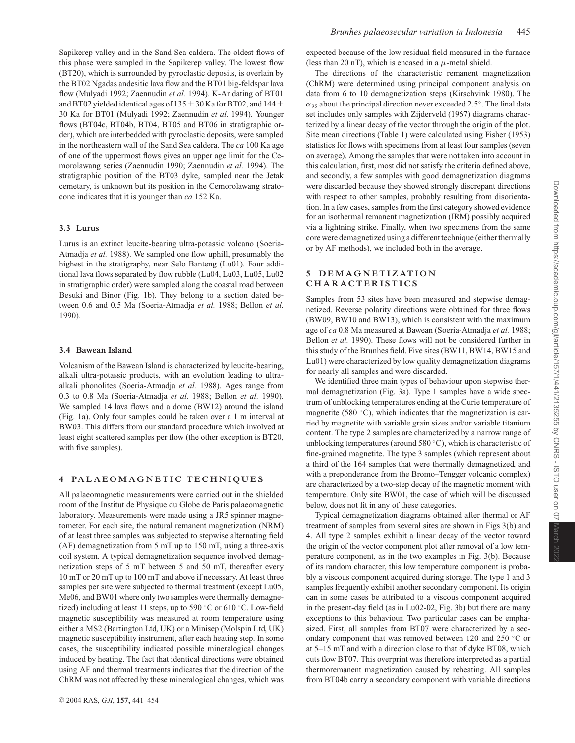Sapikerep valley and in the Sand Sea caldera. The oldest flows of this phase were sampled in the Sapikerep valley. The lowest flow (BT20), which is surrounded by pyroclastic deposits, is overlain by the BT02 Ngadas andesitic lava flow and the BT01 big-feldspar lava flow (Mulyadi 1992; Zaennudin *et al.* 1994). K-Ar dating of BT01 and BT02 yielded identical ages of $135 \pm 30$ Ka for BT02, and $144 \pm 30$ Ka for BT01 (Mulyadi 1992; Zaennudin *et al.* 1994). Younger flows (BT04c, BT04b, BT04, BT05 and BT06 in stratigraphic order), which are interbedded with pyroclastic deposits, were sampled in the northeastern wall of the Sand Sea caldera. The *ca* 100 Ka age of one of the uppermost flows gives an upper age limit for the Cemorolawang series (Zaennudin 1990; Zaennudin *et al.* 1994). The stratigraphic position of the BT03 dyke, sampled near the Jetak cemetary, is unknown but its position in the Cemorolawang stratocone indicates that it is younger than *ca* 152 Ka.

### 3.3 Lurus

Lurus is an extinct leucite-bearing ultra-potassic volcano (Soeria-Atmadja *et al.* 1988). We sampled one flow uphill, presumably the highest in the stratigraphy, near Selo Banteng (Lu01). Four additional lava flows separated by flow rubble (Lu04, Lu03, Lu05, Lu02 in stratigraphic order) were sampled along the coastal road between Besuki and Binor (Fig. 1b). They belong to a section dated between 0.6 and 0.5 Ma (Soeria-Atmadja *et al.* 1988; Bellon *et al.* 1990).

### 3.4 Bawean Island

Volcanism of the Bawean Island is characterized by leucite-bearing, alkali ultra-potassic products, with an evolution leading to ultra-alkali phonolites (Soeria-Atmadja *et al.* 1988). Ages range from 0.3 to 0.8 Ma (Soeria-Atmadja *et al.* 1988; Bellon *et al.* 1990). We sampled 14 lava flows and a dome (BW12) around the island (Fig. 1a). Only four samples could be taken over a 1 m interval at BW03. This differs from our standard procedure which involved at least eight scattered samples per flow (the other exception is BT20, with five samples).

## 4 PALAEOMAGNETIC TECHNIQUES

All palaeomagnetic measurements were carried out in the shielded room of the Institut de Physique du Globe de Paris palaeomagnetic laboratory. Measurements were made using a JR5 spinner magnetometer. For each site, the natural remanent magnetization (NRM) of at least three samples was subjected to stepwise alternating field (AF) demagnetization from 5 mT up to 150 mT, using a three-axis coil system. A typical demagnetization sequence involved demagnetization steps of 5 mT between 5 and 50 mT, thereafter every 10 mT or 20 mT up to 100 mT and above if necessary. At least three samples per site were subjected to thermal treatment (except Lu05, Me06, and BW01 where only two samples were thermally demagnetized) including at least 11 steps, up to 590 °C or 610 °C. Low-field magnetic susceptibility was measured at room temperature using either a MS2 (Bartington Ltd, UK) or a Minisep (Molspin Ltd, UK) magnetic susceptibility instrument, after each heating step. In some cases, the susceptibility indicated possible mineralogical changes induced by heating. The fact that identical directions were obtained using AF and thermal treatments indicates that the direction of the ChRM was not affected by these mineralogical changes, which was expected because of the low residual field measured in the furnace (less than 20 nT), which is encased in a $\mu$-metal shield.

The directions of the characteristic remanent magnetization (ChRM) were determined using principal component analysis on data from 6 to 10 demagnetization steps (Kirschvink 1980). The $\alpha_{95}$ about the principal direction never exceeded 2.5°. The final data set includes only samples with Zijderveld (1967) diagrams characterized by a linear decay of the vector through the origin of the plot. Site mean directions (Table 1) were calculated using Fisher (1953) statistics for flows with specimens from at least four samples (seven on average). Among the samples that were not taken into account in this calculation, first, most did not satisfy the criteria defined above, and secondly, a few samples with good demagnetization diagrams were discarded because they showed strongly discrepant directions with respect to other samples, probably resulting from disorientation. In a few cases, samples from the first category showed evidence for an isothermal remanent magnetization (IRM) possibly acquired via a lightning strike. Finally, when two specimens from the same core were demagnetized using a different technique (either thermally or by AF methods), we included both in the average.

## 5 DEMAGNETIZATION CHARACTERISTICS

Samples from 53 sites have been measured and stepwise demagnetized. Reverse polarity directions were obtained for three flows (BW09, BW10 and BW13), which is consistent with the maximum age of *ca* 0.8 Ma measured at Bawean (Soeria-Atmadja *et al.* 1988; Bellon *et al.* 1990). These flows will not be considered further in this study of the Brunhes field. Five sites (BW11, BW14, BW15 and Lu01) were characterized by low quality demagnetization diagrams for nearly all samples and were discarded.

We identified three main types of behaviour upon stepwise thermal demagnetization (Fig. 3a). Type 1 samples have a wide spectrum of unblocking temperatures ending at the Curie temperature of magnetite (580 °C), which indicates that the magnetization is carried by magnetite with variable grain sizes and/or variable titanium content. The type 2 samples are characterized by a narrow range of unblocking temperatures (around 580 °C), which is characteristic of fine-grained magnetite. The type 3 samples (which represent about a third of the 164 samples that were thermally demagnetized, and with a preponderance from the Bromo–Tengger volcanic complex) are characterized by a two-step decay of the magnetic moment with temperature. Only site BW01, the case of which will be discussed below, does not fit in any of these categories.

Typical demagnetization diagrams obtained after thermal or AF treatment of samples from several sites are shown in Figs 3(b) and 4. All type 2 samples exhibit a linear decay of the vector toward the origin of the vector component plot after removal of a low temperature component, as in the two examples in Fig. 3(b). Because of its random character, this low temperature component is probably a viscous component acquired during storage. The type 1 and 3 samples frequently exhibit another secondary component. Its origin can in some cases be attributed to a viscous component acquired in the present-day field (as in Lu02-02, Fig. 3b) but there are many exceptions to this behaviour. Two particular cases can be emphasized. First, all samples from BT07 were characterized by a secondary component that was removed between 120 and 250 °C or at 5–15 mT and with a direction close to that of dyke BT08, which cuts flow BT07. This overprint was therefore interpreted as a partial thermoremanent magnetization caused by reheating. All samples from BT04b carry a secondary component with variable directions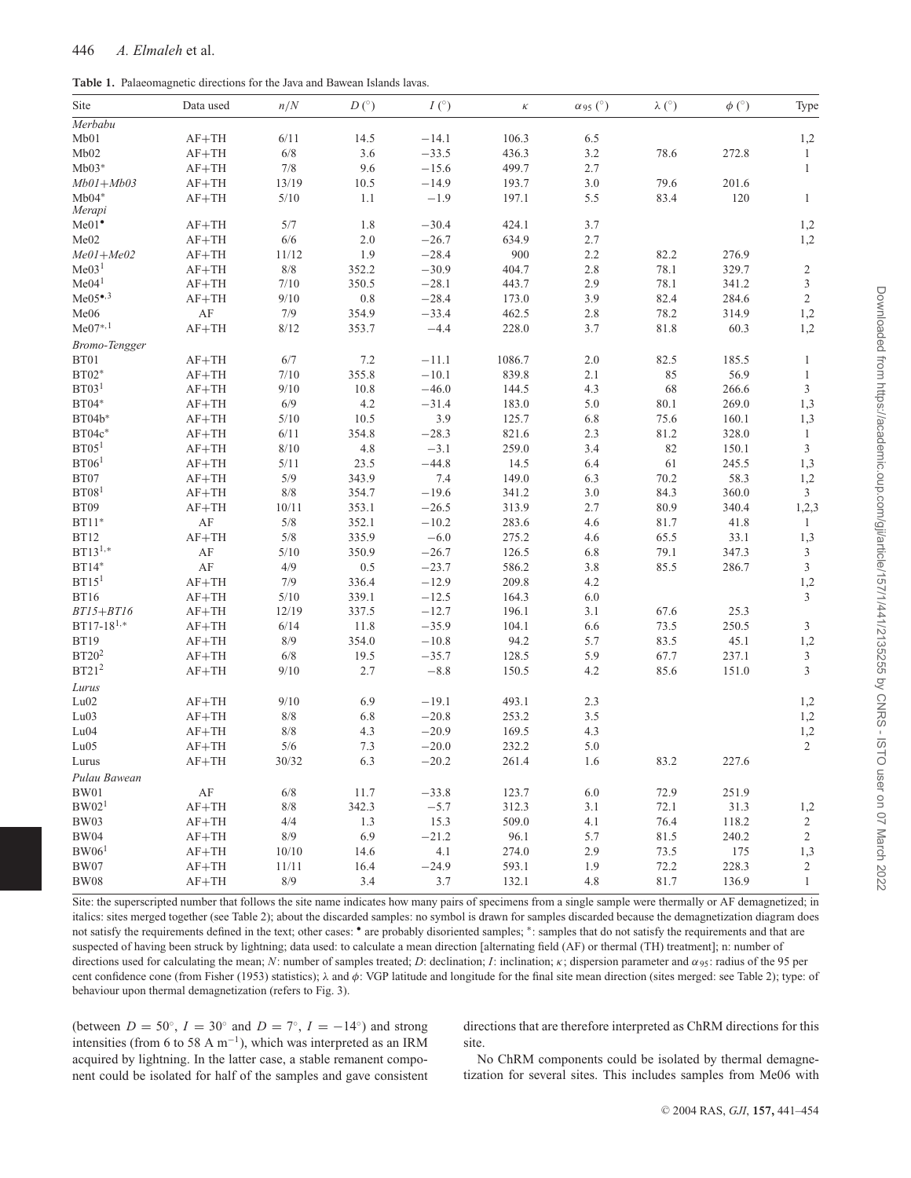**Table 1.** Palaeomagnetic directions for the Java and Bawean Islands lavas.

| Site | Data used | $n/N$ | $D$ (°) | $I$ (°) | $\kappa$ | $\alpha_{95}$ (°) | $\lambda$ (°) | $\phi$ (°) | Type |
|---|---|---|---|---|---|---|---|---|---|
| *Merbabu* | | | | | | | | | |
| Mb01 | AF+TH | 6/11 | 14.5 | −14.1 | 106.3 | 6.5 | | | 1,2 |
| Mb02 | AF+TH | 6/8 | 3.6 | −33.5 | 436.3 | 3.2 | 78.6 | 272.8 | 1 |
| Mb03* | AF+TH | 7/8 | 9.6 | −15.6 | 499.7 | 2.7 | | | 1 |
| *Mb01+Mb03* | AF+TH | 13/19 | 10.5 | −14.9 | 193.7 | 3.0 | 79.6 | 201.6 | |
| Mb04* | AF+TH | 5/10 | 1.1 | −1.9 | 197.1 | 5.5 | 83.4 | 120 | 1 |
| *Merapi* | | | | | | | | | |
| Me01• | AF+TH | 5/7 | 1.8 | −30.4 | 424.1 | 3.7 | | | 1,2 |
| Me02 | AF+TH | 6/6 | 2.0 | −26.7 | 634.9 | 2.7 | | | 1,2 |
| *Me01+Me02* | AF+TH | 11/12 | 1.9 | −28.4 | 900 | 2.2 | 82.2 | 276.9 | |
| Me03[1] | AF+TH | 8/8 | 352.2 | −30.9 | 404.7 | 2.8 | 78.1 | 329.7 | 2 |
| Me04[1] | AF+TH | 7/10 | 350.5 | −28.1 | 443.7 | 2.9 | 78.1 | 341.2 | 3 |
| Me05•,3 | AF+TH | 9/10 | 0.8 | −28.4 | 173.0 | 3.9 | 82.4 | 284.6 | 2 |
| Me06 | AF | 7/9 | 354.9 | −33.4 | 462.5 | 2.8 | 78.2 | 314.9 | 1,2 |
| Me07*,1 | AF+TH | 8/12 | 353.7 | −4.4 | 228.0 | 3.7 | 81.8 | 60.3 | 1,2 |
| *Bromo-Tengger* | | | | | | | | | |
| BT01 | AF+TH | 6/7 | 7.2 | −11.1 | 1086.7 | 2.0 | 82.5 | 185.5 | 1 |
| BT02* | AF+TH | 7/10 | 355.8 | −10.1 | 839.8 | 2.1 | 85 | 56.9 | 1 |
| BT03[1] | AF+TH | 9/10 | 10.8 | −46.0 | 144.5 | 4.3 | 68 | 266.6 | 3 |
| BT04* | AF+TH | 6/9 | 4.2 | −31.4 | 183.0 | 5.0 | 80.1 | 269.0 | 1,3 |
| BT04b* | AF+TH | 5/10 | 10.5 | 3.9 | 125.7 | 6.8 | 75.6 | 160.1 | 1,3 |
| BT04c* | AF+TH | 6/11 | 354.8 | −28.3 | 821.6 | 2.3 | 81.2 | 328.0 | 1 |
| BT05[1] | AF+TH | 8/10 | 4.8 | −3.1 | 259.0 | 3.4 | 82 | 150.1 | 3 |
| BT06[1] | AF+TH | 5/11 | 23.5 | −44.8 | 14.5 | 6.4 | 61 | 245.5 | 1,3 |
| BT07 | AF+TH | 5/9 | 343.9 | 7.4 | 149.0 | 6.3 | 70.2 | 58.3 | 1,2 |
| BT08[1] | AF+TH | 8/8 | 354.7 | −19.6 | 341.2 | 3.0 | 84.3 | 360.0 | 3 |
| BT09 | AF+TH | 10/11 | 353.1 | −26.5 | 313.9 | 2.7 | 80.9 | 340.4 | 1,2,3 |
| BT11* | AF | 5/8 | 352.1 | −10.2 | 283.6 | 4.6 | 81.7 | 41.8 | 1 |
| BT12 | AF+TH | 5/8 | 335.9 | −6.0 | 275.2 | 4.6 | 65.5 | 33.1 | 1,3 |
| BT13[1,*] | AF | 5/10 | 350.9 | −26.7 | 126.5 | 6.8 | 79.1 | 347.3 | 3 |
| BT14* | AF | 4/9 | 0.5 | −23.7 | 586.2 | 3.8 | 85.5 | 286.7 | 3 |
| BT15[1] | AF+TH | 7/9 | 336.4 | −12.9 | 209.8 | 4.2 | | | 1,2 |
| BT16 | AF+TH | 5/10 | 339.1 | −12.5 | 164.3 | 6.0 | | | 3 |
| *BT15+BT16* | AF+TH | 12/19 | 337.5 | −12.7 | 196.1 | 3.1 | 67.6 | 25.3 | |
| BT17-18[1,*] | AF+TH | 6/14 | 11.8 | −35.9 | 104.1 | 6.6 | 73.5 | 250.5 | 3 |
| BT19 | AF+TH | 8/9 | 354.0 | −10.8 | 94.2 | 5.7 | 83.5 | 45.1 | 1,2 |
| BT20[2] | AF+TH | 6/8 | 19.5 | −35.7 | 128.5 | 5.9 | 67.7 | 237.1 | 3 |
| BT21[2] | AF+TH | 9/10 | 2.7 | −8.8 | 150.5 | 4.2 | 85.6 | 151.0 | 3 |
| *Lurus* | | | | | | | | | |
| Lu02 | AF+TH | 9/10 | 6.9 | −19.1 | 493.1 | 2.3 | | | 1,2 |
| Lu03 | AF+TH | 8/8 | 6.8 | −20.8 | 253.2 | 3.5 | | | 1,2 |
| Lu04 | AF+TH | 8/8 | 4.3 | −20.9 | 169.5 | 4.3 | | | 1,2 |
| Lu05 | AF+TH | 5/6 | 7.3 | −20.0 | 232.2 | 5.0 | | | 2 |
| Lurus | AF+TH | 30/32 | 6.3 | −20.2 | 261.4 | 1.6 | 83.2 | 227.6 | |
| *Pulau Bawean* | | | | | | | | | |
| BW01 | AF | 6/8 | 11.7 | −33.8 | 123.7 | 6.0 | 72.9 | 251.9 | |
| BW02[1] | AF+TH | 8/8 | 342.3 | −5.7 | 312.3 | 3.1 | 72.1 | 31.3 | 1,2 |
| BW03 | AF+TH | 4/4 | 1.3 | 15.3 | 509.0 | 4.1 | 76.4 | 118.2 | 2 |
| BW04 | AF+TH | 8/9 | 6.9 | −21.2 | 96.1 | 5.7 | 81.5 | 240.2 | 2 |
| BW06[1] | AF+TH | 10/10 | 14.6 | 4.1 | 274.0 | 2.9 | 73.5 | 175 | 1,3 |
| BW07 | AF+TH | 11/11 | 16.4 | −24.9 | 593.1 | 1.9 | 72.2 | 228.3 | 2 |
| BW08 | AF+TH | 8/9 | 3.4 | 3.7 | 132.1 | 4.8 | 81.7 | 136.9 | 1 |

Site: the superscripted number that follows the site name indicates how many pairs of specimens from a single sample were thermally or AF demagnetized; in italics: sites merged together (see Table 2); about the discarded samples: no symbol is drawn for samples discarded because the demagnetization diagram does not satisfy the requirements defined in the text; other cases: • are probably disoriented samples; *: samples that do not satisfy the requirements and that are suspected of having been struck by lightning; data used: to calculate a mean direction [alternating field (AF) or thermal (TH) treatment]; n: number of directions used for calculating the mean; $N$: number of samples treated; $D$: declination; $I$: inclination; $\kappa$: dispersion parameter and $\alpha_{95}$: radius of the 95 per cent confidence cone (from Fisher (1953) statistics); $\lambda$ and $\phi$: VGP latitude and longitude for the final site mean direction (sites merged: see Table 2); type: of behaviour upon thermal demagnetization (refers to Fig. 3).

(between $D = 50°$, $I = 30°$ and $D = 7°$, $I = -14°$) and strong intensities (from 6 to 58 A m$^{-1}$), which was interpreted as an IRM acquired by lightning. In the latter case, a stable remanent component could be isolated for half of the samples and gave consistent directions that are therefore interpreted as ChRM directions for this site.

No ChRM components could be isolated by thermal demagnetization for several sites. This includes samples from Me06 with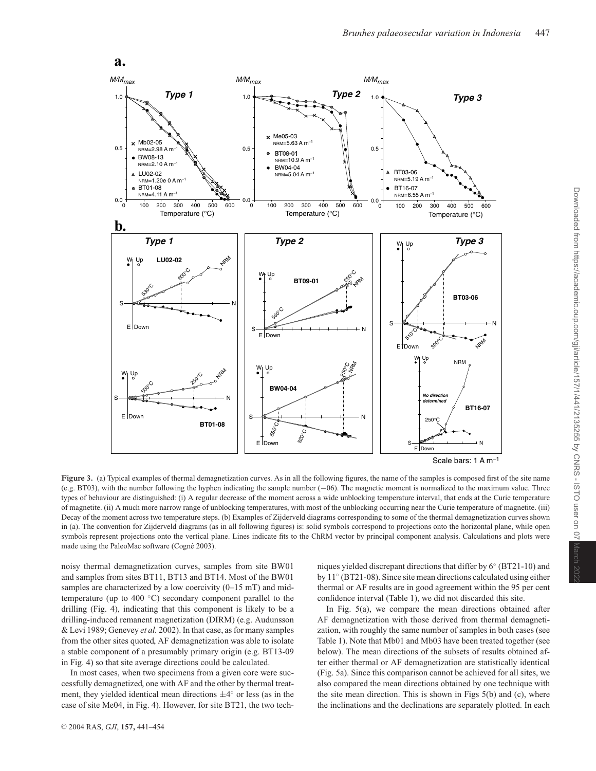**Figure 3.** (a) Typical examples of thermal demagnetization curves. As in all the following figures, the name of the samples is composed first of the site name (e.g. BT03), with the number following the hyphen indicating the sample number (−06). The magnetic moment is normalized to the maximum value. Three types of behaviour are distinguished: (i) A regular decrease of the moment across a wide unblocking temperature interval, that ends at the Curie temperature of magnetite. (ii) A much more narrow range of unblocking temperatures, with most of the unblocking occurring near the Curie temperature of magnetite. (iii) Decay of the moment across two temperature steps. (b) Examples of Zijderveld diagrams corresponding to some of the thermal demagnetization curves shown in (a). The convention for Zijderveld diagrams (as in all following figures) is: solid symbols correspond to projections onto the horizontal plane, while open symbols represent projections onto the vertical plane. Lines indicate fits to the ChRM vector by principal component analysis. Calculations and plots were made using the PaleoMac software (Cogné 2003).

noisy thermal demagnetization curves, samples from site BW01 and samples from sites BT11, BT13 and BT14. Most of the BW01 samples are characterized by a low coercivity (0–15 mT) and mid-temperature (up to 400 °C) secondary component parallel to the drilling (Fig. 4), indicating that this component is likely to be a drilling-induced remanent magnetization (DIRM) (e.g. Audunsson & Levi 1989; Genevey *et al.* 2002). In that case, as for many samples from the other sites quoted, AF demagnetization was able to isolate a stable component of a presumably primary origin (e.g. BT13-09 in Fig. 4) so that site average directions could be calculated.

In most cases, when two specimens from a given core were successfully demagnetized, one with AF and the other by thermal treatment, they yielded identical mean directions ±4° or less (as in the case of site Me04, in Fig. 4). However, for site BT21, the two techniques yielded discrepant directions that differ by 6° (BT21-10) and by 11° (BT21-08). Since site mean directions calculated using either thermal or AF results are in good agreement within the 95 per cent confidence interval (Table 1), we did not discard this site.

In Fig. 5(a), we compare the mean directions obtained after AF demagnetization with those derived from thermal demagnetization, with roughly the same number of samples in both cases (see Table 1). Note that Mb01 and Mb03 have been treated together (see below). The mean directions of the subsets of results obtained after either thermal or AF demagnetization are statistically identical (Fig. 5a). Since this comparison cannot be achieved for all sites, we also compared the mean directions obtained by one technique with the site mean direction. This is shown in Figs 5(b) and (c), where the inclinations and the declinations are separately plotted. In each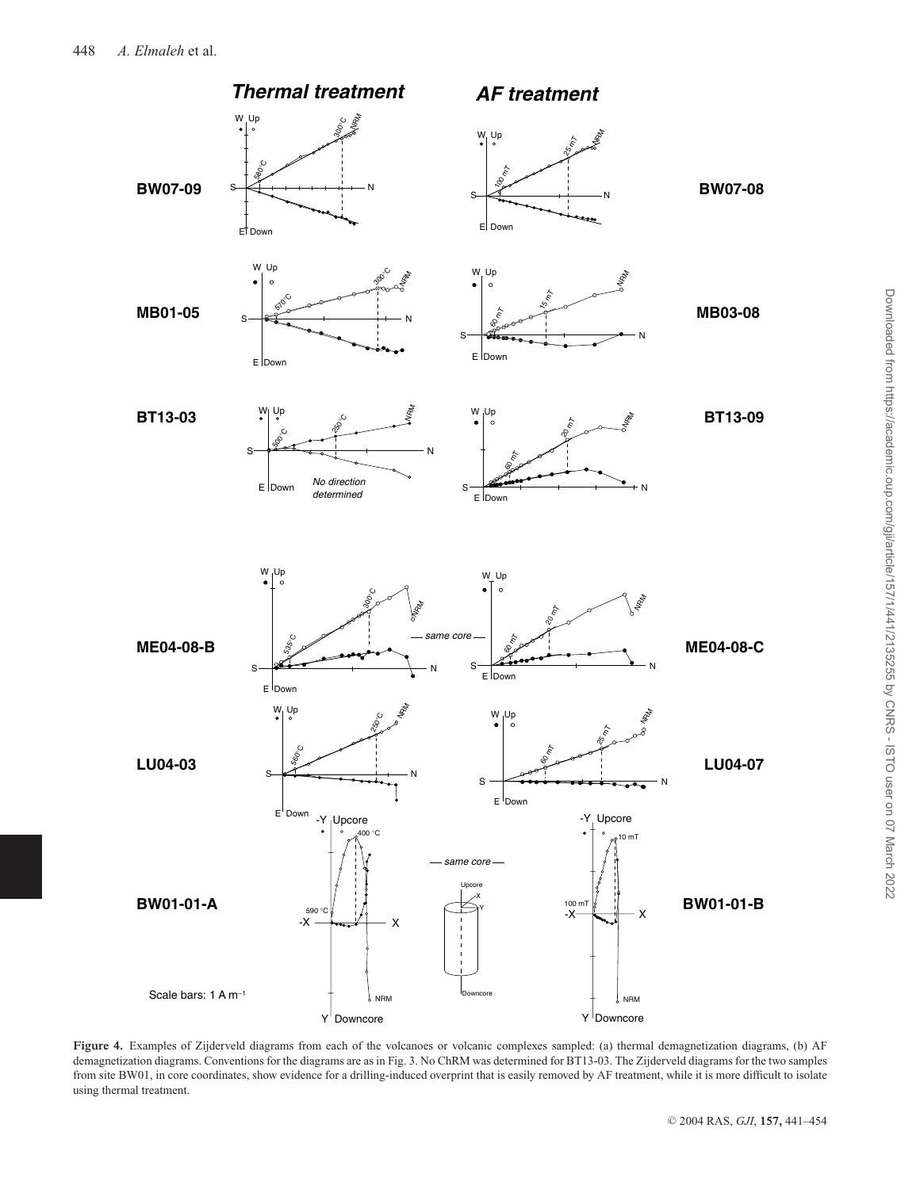**Figure 4.** Examples of Zijderveld diagrams from each of the volcanoes or volcanic complexes sampled: (a) thermal demagnetization diagrams, (b) AF demagnetization diagrams. Conventions for the diagrams are as in Fig. 3. No ChRM was determined for BT13-03. The Zijderveld diagrams for the two samples from site BW01, in core coordinates, show evidence for a drilling-induced overprint that is easily removed by AF treatment, while it is more difficult to isolate using thermal treatment.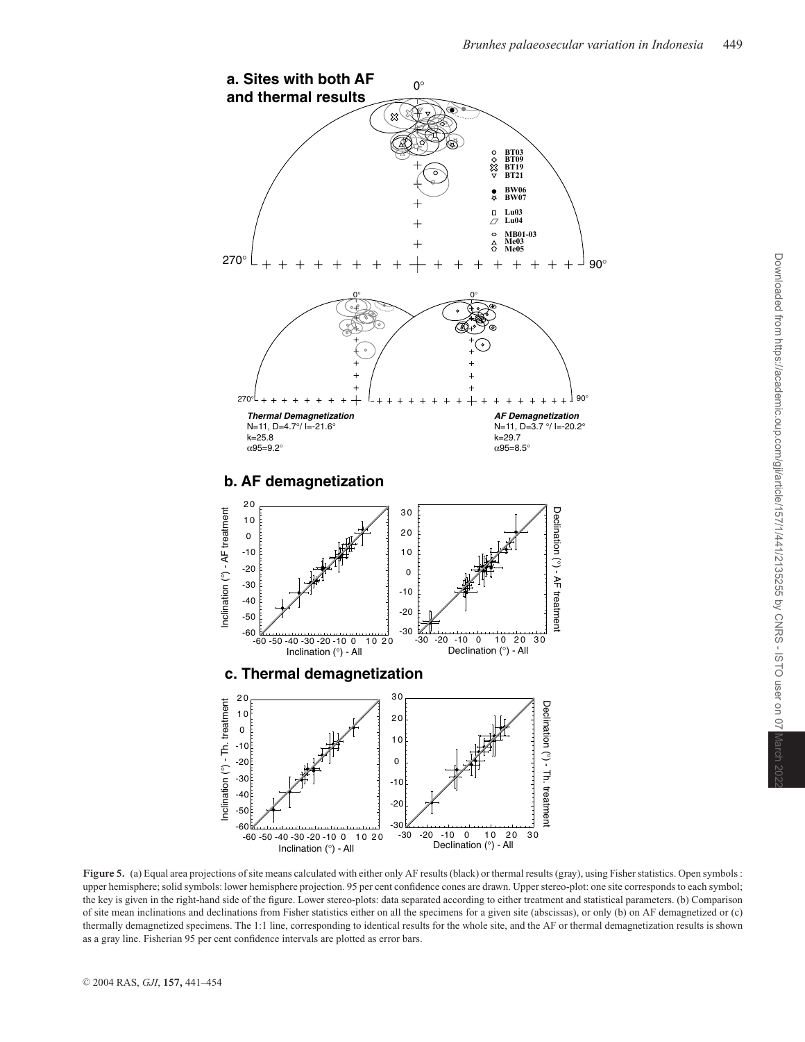**Figure 5.** (a) Equal area projections of site means calculated with either only AF results (black) or thermal results (gray), using Fisher statistics. Open symbols : upper hemisphere; solid symbols: lower hemisphere projection. 95 per cent confidence cones are drawn. Upper stereo-plot: one site corresponds to each symbol; the key is given in the right-hand side of the figure. Lower stereo-plots: data separated according to either treatment and statistical parameters. (b) Comparison of site mean inclinations and declinations from Fisher statistics either on all the specimens for a given site (abscissas), or only (b) on AF demagnetized or (c) thermally demagnetized specimens. The 1:1 line, corresponding to identical results for the whole site, and the AF or thermal demagnetization results is shown as a gray line. Fisherian 95 per cent confidence intervals are plotted as error bars.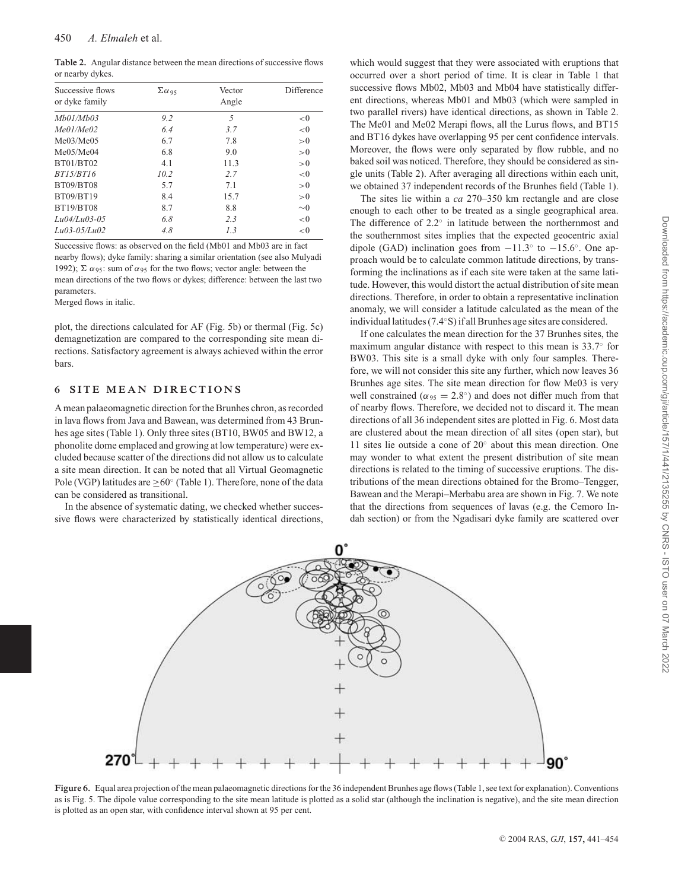**Table 2.** Angular distance between the mean directions of successive flows or nearby dykes.

| Successive flows or dyke family | $\Sigma\alpha_{95}$ | Vector Angle | Difference |
|---|---|---|---|
| *Mb01/Mb03* | *9.2* | *5* | $<0$ |
| *Me01/Me02* | *6.4* | *3.7* | $<0$ |
| Me03/Me05 | 6.7 | 7.8 | $>0$ |
| Me05/Me04 | 6.8 | 9.0 | $>0$ |
| BT01/BT02 | 4.1 | 11.3 | $>0$ |
| *BT15/BT16* | *10.2* | *2.7* | $<0$ |
| BT09/BT08 | 5.7 | 7.1 | $>0$ |
| BT09/BT19 | 8.4 | 15.7 | $>0$ |
| BT19/BT08 | 8.7 | 8.8 | $\sim 0$ |
| *Lu04/Lu03-05* | *6.8* | *2.3* | $<0$ |
| *Lu03-05/Lu02* | *4.8* | *1.3* | $<0$ |

Successive flows: as observed on the field (Mb01 and Mb03 are in fact nearby flows); dyke family: sharing a similar orientation (see also Mulyadi 1992); $\Sigma\ \alpha_{95}$: sum of $\alpha_{95}$ for the two flows; vector angle: between the mean directions of the two flows or dykes; difference: between the last two parameters.
Merged flows in italic.

plot, the directions calculated for AF (Fig. 5b) or thermal (Fig. 5c) demagnetization are compared to the corresponding site mean directions. Satisfactory agreement is always achieved within the error bars.

## 6 SITE MEAN DIRECTIONS

A mean palaeomagnetic direction for the Brunhes chron, as recorded in lava flows from Java and Bawean, was determined from 43 Brunhes age sites (Table 1). Only three sites (BT10, BW05 and BW12, a phonolite dome emplaced and growing at low temperature) were excluded because scatter of the directions did not allow us to calculate a site mean direction. It can be noted that all Virtual Geomagnetic Pole (VGP) latitudes are $\geq 60^{\circ}$ (Table 1). Therefore, none of the data can be considered as transitional.

In the absence of systematic dating, we checked whether successive flows were characterized by statistically identical directions, which would suggest that they were associated with eruptions that occurred over a short period of time. It is clear in Table 1 that successive flows Mb02, Mb03 and Mb04 have statistically different directions, whereas Mb01 and Mb03 (which were sampled in two parallel rivers) have identical directions, as shown in Table 2. The Me01 and Me02 Merapi flows, all the Lurus flows, and BT15 and BT16 dykes have overlapping 95 per cent confidence intervals. Moreover, the flows were only separated by flow rubble, and no baked soil was noticed. Therefore, they should be considered as single units (Table 2). After averaging all directions within each unit, we obtained 37 independent records of the Brunhes field (Table 1).

The sites lie within a *ca* 270–350 km rectangle and are close enough to each other to be treated as a single geographical area. The difference of 2.2° in latitude between the northernmost and the southernmost sites implies that the expected geocentric axial dipole (GAD) inclination goes from −11.3° to −15.6°. One approach would be to calculate common latitude directions, by transforming the inclinations as if each site were taken at the same latitude. However, this would distort the actual distribution of site mean directions. Therefore, in order to obtain a representative inclination anomaly, we will consider a latitude calculated as the mean of the individual latitudes (7.4°S) if all Brunhes age sites are considered.

If one calculates the mean direction for the 37 Brunhes sites, the maximum angular distance with respect to this mean is 33.7° for BW03. This site is a small dyke with only four samples. Therefore, we will not consider this site any further, which now leaves 36 Brunhes age sites. The site mean direction for flow Me03 is very well constrained ($\alpha_{95} = 2.8^{\circ}$) and does not differ much from that of nearby flows. Therefore, we decided not to discard it. The mean directions of all 36 independent sites are plotted in Fig. 6. Most data are clustered about the mean direction of all sites (open star), but 11 sites lie outside a cone of 20° about this mean direction. One may wonder to what extent the present distribution of site mean directions is related to the timing of successive eruptions. The distributions of the mean directions obtained for the Bromo–Tengger, Bawean and the Merapi–Merbabu area are shown in Fig. 7. We note that the directions from sequences of lavas (e.g. the Cemoro Indah section) or from the Ngadisari dyke family are scattered over

**Figure 6.** Equal area projection of the mean palaeomagnetic directions for the 36 independent Brunhes age flows (Table 1, see text for explanation). Conventions as is Fig. 5. The dipole value corresponding to the site mean latitude is plotted as a solid star (although the inclination is negative), and the site mean direction is plotted as an open star, with confidence interval shown at 95 per cent.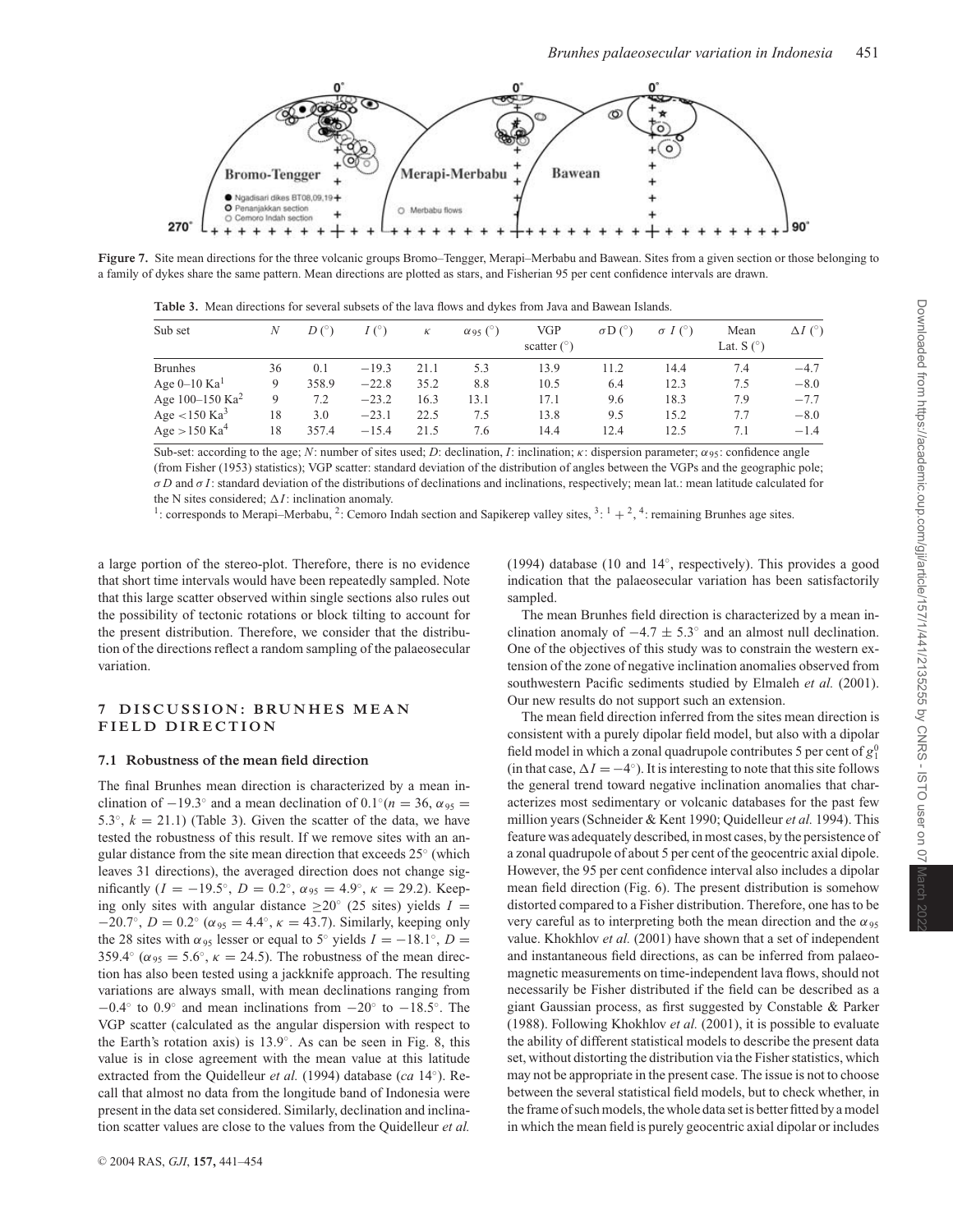Figure 7. Site mean directions for the three volcanic groups Bromo–Tengger, Merapi–Merbabu and Bawean. Sites from a given section or those belonging to a family of dykes share the same pattern. Mean directions are plotted as stars, and Fisherian 95 per cent confidence intervals are drawn.

**Table 3.** Mean directions for several subsets of the lava flows and dykes from Java and Bawean Islands.

| Sub set | $N$ | $D$ (°) | $I$ (°) | $\kappa$ | $\alpha_{95}$ (°) | VGP scatter (°) | $\sigma$D (°) | $\sigma$ $I$ (°) | Mean Lat. S (°) | $\Delta I$ (°) |
|---|---|---|---|---|---|---|---|---|---|---|
| Brunhes | 36 | 0.1 | −19.3 | 21.1 | 5.3 | 13.9 | 11.2 | 14.4 | 7.4 | −4.7 |
| Age 0–10 Ka[1] | 9 | 358.9 | −22.8 | 35.2 | 8.8 | 10.5 | 6.4 | 12.3 | 7.5 | −8.0 |
| Age 100–150 Ka[2] | 9 | 7.2 | −23.2 | 16.3 | 13.1 | 17.1 | 9.6 | 18.3 | 7.9 | −7.7 |
| Age <150 Ka[3] | 18 | 3.0 | −23.1 | 22.5 | 7.5 | 13.8 | 9.5 | 15.2 | 7.7 | −8.0 |
| Age >150 Ka[4] | 18 | 357.4 | −15.4 | 21.5 | 7.6 | 14.4 | 12.4 | 12.5 | 7.1 | −1.4 |

Sub-set: according to the age; $N$: number of sites used; $D$: declination, $I$: inclination; $\kappa$: dispersion parameter; $\alpha_{95}$: confidence angle (from Fisher (1953) statistics); VGP scatter: standard deviation of the distribution of angles between the VGPs and the geographic pole; $\sigma D$ and $\sigma I$: standard deviation of the distributions of declinations and inclinations, respectively; mean lat.: mean latitude calculated for the N sites considered; $\Delta I$: inclination anomaly.

[1]: corresponds to Merapi–Merbabu, [2]: Cemoro Indah section and Sapikerep valley sites, [3]: [1] + [2], [4]: remaining Brunhes age sites.

a large portion of the stereo-plot. Therefore, there is no evidence that short time intervals would have been repeatedly sampled. Note that this large scatter observed within single sections also rules out the possibility of tectonic rotations or block tilting to account for the present distribution. Therefore, we consider that the distribution of the directions reflect a random sampling of the palaeosecular variation.

## 7 DISCUSSION: BRUNHES MEAN FIELD DIRECTION

### 7.1 Robustness of the mean field direction

The final Brunhes mean direction is characterized by a mean inclination of −19.3° and a mean declination of 0.1°($n = 36$, $\alpha_{95} = 5.3°$, $k = 21.1$) (Table 3). Given the scatter of the data, we have tested the robustness of this result. If we remove sites with an angular distance from the site mean direction that exceeds 25° (which leaves 31 directions), the averaged direction does not change significantly ($I = -19.5°$, $D = 0.2°$, $\alpha_{95} = 4.9°$, $\kappa = 29.2$). Keeping only sites with angular distance ≥20° (25 sites) yields $I = -20.7°$, $D = 0.2°$ ($\alpha_{95} = 4.4°$, $\kappa = 43.7$). Similarly, keeping only the 28 sites with $\alpha_{95}$ lesser or equal to 5° yields $I = -18.1°$, $D = 359.4°$ ($\alpha_{95} = 5.6°$, $\kappa = 24.5$). The robustness of the mean direction has also been tested using a jackknife approach. The resulting variations are always small, with mean declinations ranging from −0.4° to 0.9° and mean inclinations from −20° to −18.5°. The VGP scatter (calculated as the angular dispersion with respect to the Earth's rotation axis) is 13.9°. As can be seen in Fig. 8, this value is in close agreement with the mean value at this latitude extracted from the Quidelleur *et al.* (1994) database (*ca* 14°). Recall that almost no data from the longitude band of Indonesia were present in the data set considered. Similarly, declination and inclination scatter values are close to the values from the Quidelleur *et al.* (1994) database (10 and 14°, respectively). This provides a good indication that the palaeosecular variation has been satisfactorily sampled.

The mean Brunhes field direction is characterized by a mean inclination anomaly of −4.7 ± 5.3° and an almost null declination. One of the objectives of this study was to constrain the western extension of the zone of negative inclination anomalies observed from southwestern Pacific sediments studied by Elmaleh *et al.* (2001). Our new results do not support such an extension.

The mean field direction inferred from the sites mean direction is consistent with a purely dipolar field model, but also with a dipolar field model in which a zonal quadrupole contributes 5 per cent of $g_1^0$ (in that case, $\Delta I = -4°$). It is interesting to note that this site follows the general trend toward negative inclination anomalies that characterizes most sedimentary or volcanic databases for the past few million years (Schneider & Kent 1990; Quidelleur *et al.* 1994). This feature was adequately described, in most cases, by the persistence of a zonal quadrupole of about 5 per cent of the geocentric axial dipole. However, the 95 per cent confidence interval also includes a dipolar mean field direction (Fig. 6). The present distribution is somehow distorted compared to a Fisher distribution. Therefore, one has to be very careful as to interpreting both the mean direction and the $\alpha_{95}$ value. Khokhlov *et al.* (2001) have shown that a set of independent and instantaneous field directions, as can be inferred from palaeomagnetic measurements on time-independent lava flows, should not necessarily be Fisher distributed if the field can be described as a giant Gaussian process, as first suggested by Constable & Parker (1988). Following Khokhlov *et al.* (2001), it is possible to evaluate the ability of different statistical models to describe the present data set, without distorting the distribution via the Fisher statistics, which may not be appropriate in the present case. The issue is not to choose between the several statistical field models, but to check whether, in the frame of such models, the whole data set is better fitted by a model in which the mean field is purely geocentric axial dipolar or includes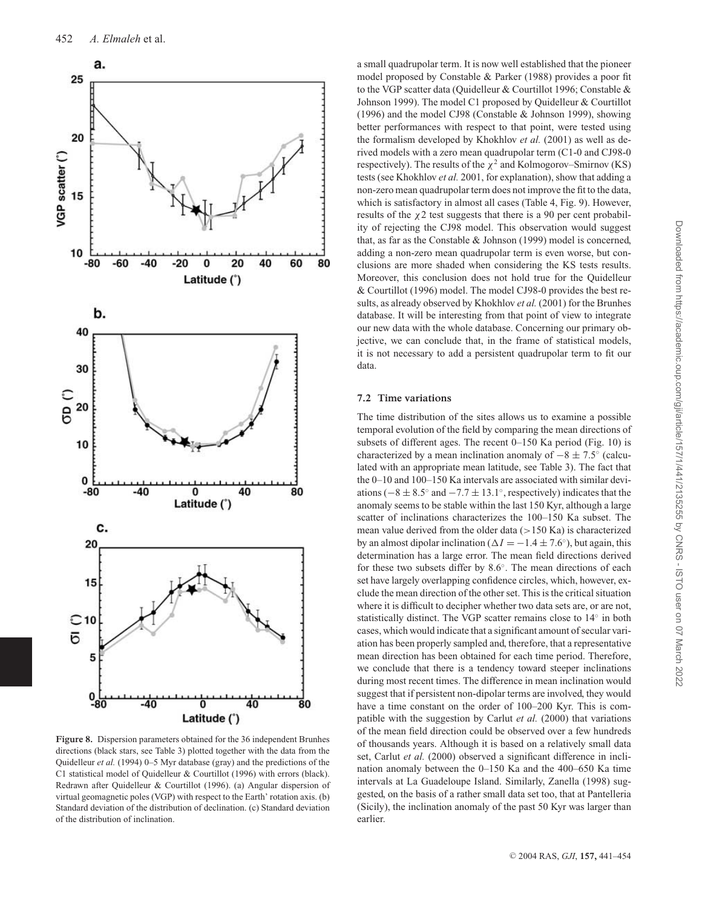**Figure 8.** Dispersion parameters obtained for the 36 independent Brunhes directions (black stars, see Table 3) plotted together with the data from the Quidelleur *et al.* (1994) 0–5 Myr database (gray) and the predictions of the C1 statistical model of Quidelleur & Courtillot (1996) with errors (black). Redrawn after Quidelleur & Courtillot (1996). (a) Angular dispersion of virtual geomagnetic poles (VGP) with respect to the Earth' rotation axis. (b) Standard deviation of the distribution of declination. (c) Standard deviation of the distribution of inclination.

a small quadrupolar term. It is now well established that the pioneer model proposed by Constable & Parker (1988) provides a poor fit to the VGP scatter data (Quidelleur & Courtillot 1996; Constable & Johnson 1999). The model C1 proposed by Quidelleur & Courtillot (1996) and the model CJ98 (Constable & Johnson 1999), showing better performances with respect to that point, were tested using the formalism developed by Khokhlov *et al.* (2001) as well as derived models with a zero mean quadrupolar term (C1-0 and CJ98-0 respectively). The results of the $\chi^2$ and Kolmogorov–Smirnov (KS) tests (see Khokhlov *et al.* 2001, for explanation), show that adding a non-zero mean quadrupolar term does not improve the fit to the data, which is satisfactory in almost all cases (Table 4, Fig. 9). However, results of the $\chi 2$ test suggests that there is a 90 per cent probability of rejecting the CJ98 model. This observation would suggest that, as far as the Constable & Johnson (1999) model is concerned, adding a non-zero mean quadrupolar term is even worse, but conclusions are more shaded when considering the KS tests results. Moreover, this conclusion does not hold true for the Quidelleur & Courtillot (1996) model. The model CJ98-0 provides the best results, as already observed by Khokhlov *et al.* (2001) for the Brunhes database. It will be interesting from that point of view to integrate our new data with the whole database. Concerning our primary objective, we can conclude that, in the frame of statistical models, it is not necessary to add a persistent quadrupolar term to fit our data.

### 7.2 Time variations

The time distribution of the sites allows us to examine a possible temporal evolution of the field by comparing the mean directions of subsets of different ages. The recent 0–150 Ka period (Fig. 10) is characterized by a mean inclination anomaly of $-8 \pm 7.5^\circ$ (calculated with an appropriate mean latitude, see Table 3). The fact that the 0–10 and 100–150 Ka intervals are associated with similar deviations ($-8 \pm 8.5^\circ$ and $-7.7 \pm 13.1^\circ$, respectively) indicates that the anomaly seems to be stable within the last 150 Kyr, although a large scatter of inclinations characterizes the 100–150 Ka subset. The mean value derived from the older data (>150 Ka) is characterized by an almost dipolar inclination ($\Delta I = -1.4 \pm 7.6^\circ$), but again, this determination has a large error. The mean field directions derived for these two subsets differ by 8.6°. The mean directions of each set have largely overlapping confidence circles, which, however, exclude the mean direction of the other set. This is the critical situation where it is difficult to decipher whether two data sets are, or are not, statistically distinct. The VGP scatter remains close to 14° in both cases, which would indicate that a significant amount of secular variation has been properly sampled and, therefore, that a representative mean direction has been obtained for each time period. Therefore, we conclude that there is a tendency toward steeper inclinations during most recent times. The difference in mean inclination would suggest that if persistent non-dipolar terms are involved, they would have a time constant on the order of 100–200 Kyr. This is compatible with the suggestion by Carlut *et al.* (2000) that variations of the mean field direction could be observed over a few hundreds of thousands years. Although it is based on a relatively small data set, Carlut *et al.* (2000) observed a significant difference in inclination anomaly between the 0–150 Ka and the 400–650 Ka time intervals at La Guadeloupe Island. Similarly, Zanella (1998) suggested, on the basis of a rather small data set too, that at Pantelleria (Sicily), the inclination anomaly of the past 50 Kyr was larger than earlier.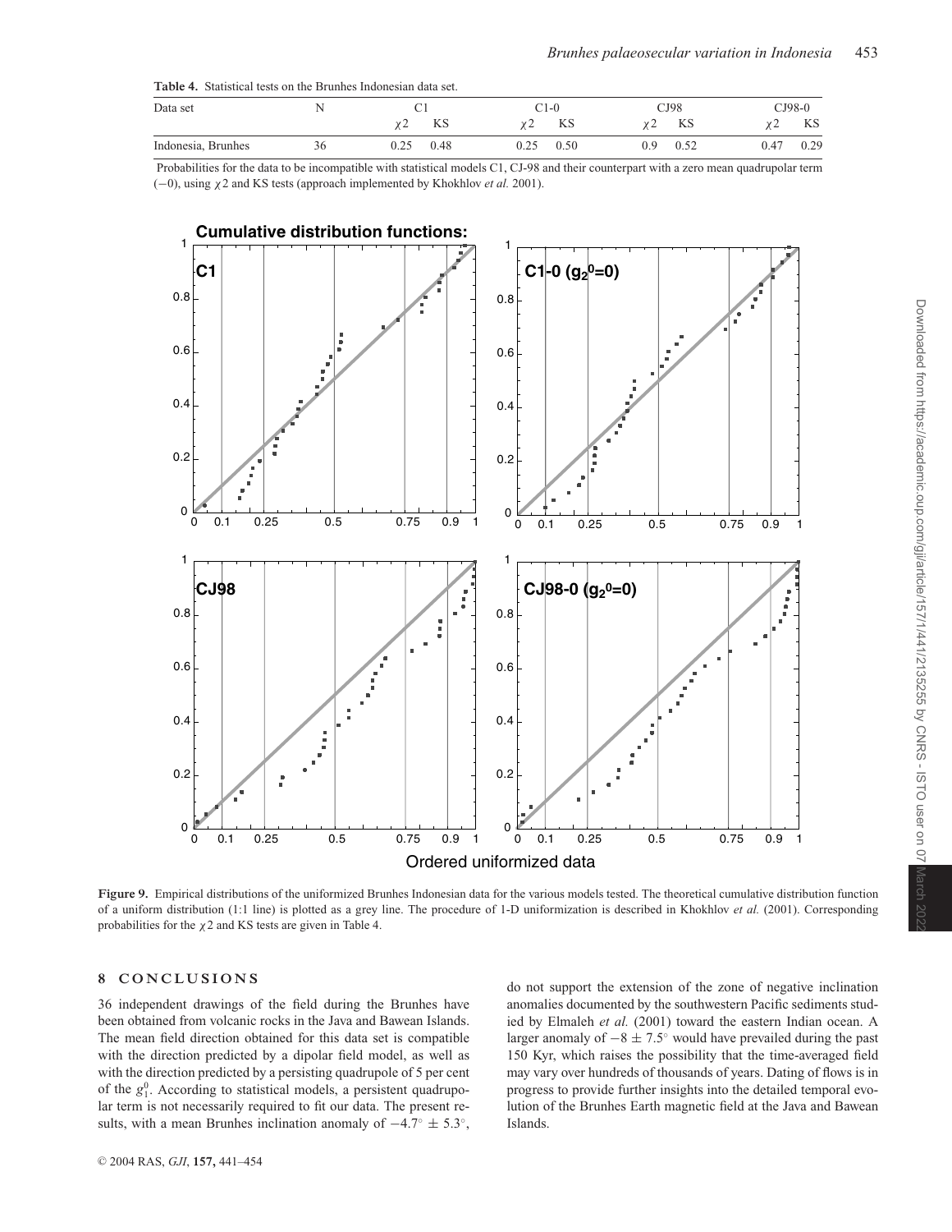**Table 4.** Statistical tests on the Brunhes Indonesian data set.

| Data set | N | C1 | | C1-0 | | CJ98 | | CJ98-0 | |
|---|---|---|---|---|---|---|---|---|---|
| | | $\chi 2$ | KS | $\chi 2$ | KS | $\chi 2$ | KS | $\chi 2$ | KS |
| Indonesia, Brunhes | 36 | 0.25 | 0.48 | 0.25 | 0.50 | 0.9 | 0.52 | 0.47 | 0.29 |

Probabilities for the data to be incompatible with statistical models C1, CJ-98 and their counterpart with a zero mean quadrupolar term (−0), using $\chi 2$ and KS tests (approach implemented by Khokhlov *et al.* 2001).

**Figure 9.** Empirical distributions of the uniformized Brunhes Indonesian data for the various models tested. The theoretical cumulative distribution function of a uniform distribution (1:1 line) is plotted as a grey line. The procedure of 1-D uniformization is described in Khokhlov *et al.* (2001). Corresponding probabilities for the $\chi 2$ and KS tests are given in Table 4.

## 8 CONCLUSIONS

36 independent drawings of the field during the Brunhes have been obtained from volcanic rocks in the Java and Bawean Islands. The mean field direction obtained for this data set is compatible with the direction predicted by a dipolar field model, as well as with the direction predicted by a persisting quadrupole of 5 per cent of the $g_1^0$. According to statistical models, a persistent quadrupolar term is not necessarily required to fit our data. The present results, with a mean Brunhes inclination anomaly of $-4.7^\circ \pm 5.3^\circ$, do not support the extension of the zone of negative inclination anomalies documented by the southwestern Pacific sediments studied by Elmaleh *et al.* (2001) toward the eastern Indian ocean. A larger anomaly of $-8 \pm 7.5^\circ$ would have prevailed during the past 150 Kyr, which raises the possibility that the time-averaged field may vary over hundreds of thousands of years. Dating of flows is in progress to provide further insights into the detailed temporal evolution of the Brunhes Earth magnetic field at the Java and Bawean Islands.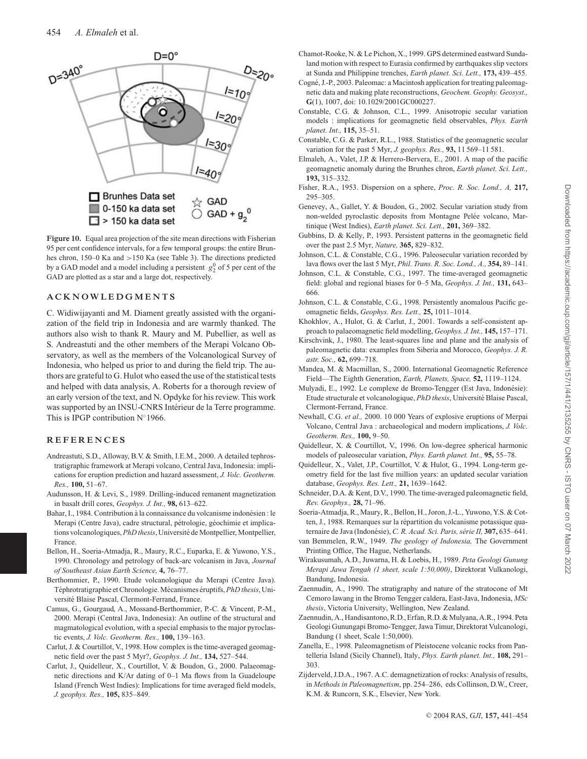D=0°

D=340°

D=20°

I=10°

I=20°

I=30°

I=40°

Brunhes Data set

0-150 ka data set

> 150 ka data set

GAD

GAD + $g_2^0$

**Figure 10.** Equal area projection of the site mean directions with Fisherian 95 per cent confidence intervals, for a few temporal groups: the entire Brunhes chron, 150–0 Ka and >150 Ka (see Table 3). The directions predicted by a GAD model and a model including a persistent $g_2^0$ of 5 per cent of the GAD are plotted as a star and a large dot, respectively.

## ACKNOWLEDGMENTS

C. Widiwijayanti and M. Diament greatly assisted with the organization of the field trip in Indonesia and are warmly thanked. The authors also wish to thank R. Maury and M. Pubellier, as well as S. Andreastuti and the other members of the Merapi Volcano Observatory, as well as the members of the Volcanological Survey of Indonesia, who helped us prior to and during the field trip. The authors are grateful to G. Hulot who eased the use of the statistical tests and helped with data analysis, A. Roberts for a thorough review of an early version of the text, and N. Opdyke for his review. This work was supported by an INSU-CNRS Intérieur de la Terre programme. This is IPGP contribution N°1966.

## REFERENCES

Andreastuti, S.D., Alloway, B.V. & Smith, I.E.M., 2000. A detailed tephrostratigraphic framework at Merapi volcano, Central Java, Indonesia: implications for eruption prediction and hazard assessment, *J. Volc. Geotherm. Res.,* **100,** 51–67.

Audunsson, H. & Levi, S., 1989. Drilling-induced remanent magnetization in basalt drill cores, *Geophys. J. Int.,* **98,** 613–622.

Bahar, I., 1984. Contribution à la connaissance du volcanisme indonésien : le Merapi (Centre Java), cadre structural, pétrologie, géochimie et implications volcanologiques, *PhD thesis*, Université de Montpellier, Montpellier, France.

Bellon, H., Soeria-Atmadja, R., Maury, R.C., Euparka, E. & Yuwono, Y.S., 1990. Chronology and petrology of back-arc volcanism in Java, *Journal of Southeast Asian Earth Science,* **4,** 76–77.

Berthommier, P., 1990. Etude volcanologique du Merapi (Centre Java). Téphrotratigraphie et Chronologie. Mécanismes éruptifs, *PhD thesis*, Université Blaise Pascal, Clermont-Ferrand, France.

Camus, G., Gourgaud, A., Mossand-Berthommier, P.-C. & Vincent, P.-M., 2000. Merapi (Central Java, Indonesia): An outline of the structural and magmatological evolution, with a special emphasis to the major pyroclastic events, *J. Volc. Geotherm. Res.,* **100,** 139–163.

Carlut, J. & Courtillot, V., 1998. How complex is the time-averaged geomagnetic field over the past 5 Myr?, *Geophys. J. Int.,* **134,** 527–544.

Carlut, J., Quidelleur, X., Courtillot, V. & Boudon, G., 2000. Palaeomagnetic directions and K/Ar dating of 0–1 Ma flows from la Guadeloupe Island (French West Indies): Implications for time averaged field models, *J. geophys. Res.,* **105,** 835–849.

Chamot-Rooke, N. & Le Pichon, X., 1999. GPS determined eastward Sundaland motion with respect to Eurasia confirmed by earthquakes slip vectors at Sunda and Philippine trenches, *Earth planet. Sci. Lett.,* **173,** 439–455.

Cogné, J.-P., 2003. Paleomac: a Macintosh application for treating paleomagnetic data and making plate reconstructions, *Geochem. Geophy. Geosyst.,* **G**(1), 1007, doi: 10.1029/2001GC000227.

Constable, C.G. & Johnson, C.L., 1999. Anisotropic secular variation models : implications for geomagnetic field observables, *Phys. Earth planet. Int.,* **115,** 35–51.

Constable, C.G. & Parker, R.L., 1988. Statistics of the geomagnetic secular variation for the past 5 Myr, *J. geophys. Res.,* **93,** 11 569–11 581.

Elmaleh, A., Valet, J.P. & Herrero-Bervera, E., 2001. A map of the pacific geomagnetic anomaly during the Brunhes chron, *Earth planet. Sci. Lett.,* **193,** 315–332.

Fisher, R.A., 1953. Dispersion on a sphere, *Proc. R. Soc. Lond., A,* **217,** 295–305.

Genevey, A., Gallet, Y. & Boudon, G., 2002. Secular variation study from non-welded pyroclastic deposits from Montagne Pelée volcano, Martinique (West Indies), *Earth planet. Sci. Lett.,* **201,** 369–382.

Gubbins, D. & Kelly, P., 1993. Persistent patterns in the geomagnetic field over the past 2.5 Myr, *Nature,* **365,** 829–832.

Johnson, C.L. & Constable, C.G., 1996. Paleosecular variation recorded by lava flows over the last 5 Myr, *Phil. Trans. R. Soc. Lond., A.,* **354,** 89–141.

Johnson, C.L. & Constable, C.G., 1997. The time-averaged geomagnetic field: global and regional biases for 0–5 Ma, *Geophys. J. Int.,* **131,** 643–666.

Johnson, C.L. & Constable, C.G., 1998. Persistently anomalous Pacific geomagnetic fields, *Geophys. Res. Lett.,* **25,** 1011–1014.

Khokhlov, A., Hulot, G. & Carlut, J., 2001. Towards a self-consistent approach to palaeomagnetic field modelling, *Geophys. J. Int.,* **145,** 157–171.

Kirschvink, J., 1980. The least-squares line and plane and the analysis of paleomagnetic data: examples from Siberia and Morocco, *Geophys. J. R. astr. Soc.,* **62,** 699–718.

Mandea, M. & Macmillan, S., 2000. International Geomagnetic Reference Field—The Eighth Generation, *Earth, Planets, Space,* **52,** 1119–1124.

Mulyadi, E., 1992. Le complexe de Bromo-Tengger (Est Java, Indonésie): Etude structurale et volcanologique, *PhD thesis*, Université Blaise Pascal, Clermont-Ferrand, France.

Newhall, C.G. *et al.,* 2000. 10 000 Years of explosive eruptions of Merpai Volcano, Central Java : archaeological and modern implications, *J. Volc. Geotherm. Res.,* **100,** 9–50.

Quidelleur, X. & Courtillot, V., 1996. On low-degree spherical harmonic models of paleosecular variation, *Phys. Earth planet. Int.,* **95,** 55–78.

Quidelleur, X., Valet, J.P., Courtillot, V. & Hulot, G., 1994. Long-term geometry field for the last five million years: an updated secular variation database, *Geophys. Res. Lett.,* **21,** 1639–1642.

Schneider, D.A. & Kent, D.V., 1990. The time-averaged paleomagnetic field, *Rev. Geophys.,* **28,** 71–96.

Soeria-Atmadja, R., Maury, R., Bellon, H., Joron, J.-L., Yuwono, Y.S. & Cotten, J., 1988. Remarques sur la répartition du volcanisme potassique quaternaire de Java (Indonésie), *C. R. Acad. Sci. Paris, série II,* **307,** 635–641.

van Bemmelen, R.W., 1949. *The geology of Indonesia,* The Government Printing Office, The Hague, Netherlands.

Wirakusumah, A.D., Juwarna, H. & Loebis, H., 1989. *Peta Geologi Gunung Merapi Jawa Tengah (1 sheet, scale 1:50,000)*, Direktorat Vulkanologi, Bandung, Indonesia.

Zaennudin, A., 1990. The stratigraphy and nature of the stratocone of Mt Cemoro lawang in the Bromo Tengger caldera, East-Java, Indonesia, *MSc thesis*, Victoria University, Wellington, New Zealand.

Zaennudin, A., Handisantono, R.D., Erfan, R.D. & Mulyana, A.R., 1994. Peta Geologi Gunungapi Bromo-Tengger, Jawa Timur, Direktorat Vulcanologi, Bandung (1 sheet, Scale 1:50,000).

Zanella, E., 1998. Paleomagnetism of Pleistocene volcanic rocks from Pantelleria Island (Sicily Channel), Italy, *Phys. Earth planet. Int.,* **108,** 291–303.

Zijderveld, J.D.A., 1967. A.C. demagnetization of rocks: Analysis of results, in *Methods in Paleomagnetism*, pp. 254–286, eds Collinson, D.W., Creer, K.M. & Runcorn, S.K., Elsevier, New York.